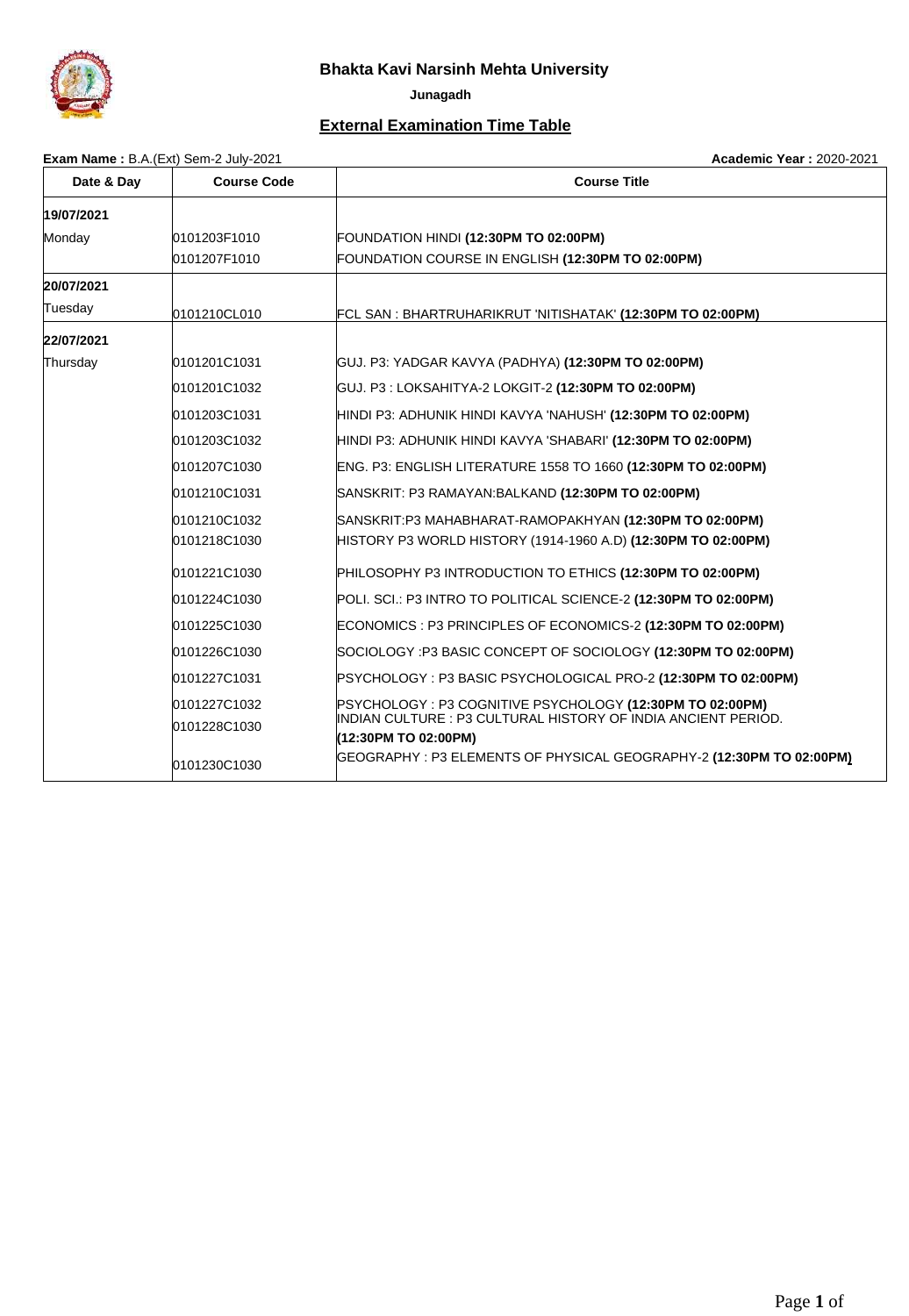# Bhakta Kavi Narsinh Mehta University

**Junagadh**

## External Examination Time Table

**Exam Name :** B.A.(Ext) Sem-2 July-2021 **Academic Year :** 2020-2021

| Date & Day | Course Code | Course Title |
|---|---|---|
| **19/07/2021** | | |
| Monday | 0101203F1010 | FOUNDATION HINDI **(12:30PM TO 02:00PM)** |
| | 0101207F1010 | FOUNDATION COURSE IN ENGLISH **(12:30PM TO 02:00PM)** |
| **20/07/2021** | | |
| Tuesday | 0101210CL010 | FCL SAN : BHARTRUHARIKRUT 'NITISHATAK' **(12:30PM TO 02:00PM)** |
| **22/07/2021** | | |
| Thursday | 0101201C1031 | GUJ. P3: YADGAR KAVYA (PADHYA) **(12:30PM TO 02:00PM)** |
| | 0101201C1032 | GUJ. P3 : LOKSAHITYA-2 LOKGIT-2 **(12:30PM TO 02:00PM)** |
| | 0101203C1031 | HINDI P3: ADHUNIK HINDI KAVYA 'NAHUSH' **(12:30PM TO 02:00PM)** |
| | 0101203C1032 | HINDI P3: ADHUNIK HINDI KAVYA 'SHABARI' **(12:30PM TO 02:00PM)** |
| | 0101207C1030 | ENG. P3: ENGLISH LITERATURE 1558 TO 1660 **(12:30PM TO 02:00PM)** |
| | 0101210C1031 | SANSKRIT: P3 RAMAYAN:BALKAND **(12:30PM TO 02:00PM)** |
| | 0101210C1032 | SANSKRIT:P3 MAHABHARAT-RAMOPAKHYAN **(12:30PM TO 02:00PM)** |
| | 0101218C1030 | HISTORY P3 WORLD HISTORY (1914-1960 A.D) **(12:30PM TO 02:00PM)** |
| | 0101221C1030 | PHILOSOPHY P3 INTRODUCTION TO ETHICS **(12:30PM TO 02:00PM)** |
| | 0101224C1030 | POLI. SCI.: P3 INTRO TO POLITICAL SCIENCE-2 **(12:30PM TO 02:00PM)** |
| | 0101225C1030 | ECONOMICS : P3 PRINCIPLES OF ECONOMICS-2 **(12:30PM TO 02:00PM)** |
| | 0101226C1030 | SOCIOLOGY :P3 BASIC CONCEPT OF SOCIOLOGY **(12:30PM TO 02:00PM)** |
| | 0101227C1031 | PSYCHOLOGY : P3 BASIC PSYCHOLOGICAL PRO-2 **(12:30PM TO 02:00PM)** |
| | 0101227C1032 | PSYCHOLOGY : P3 COGNITIVE PSYCHOLOGY **(12:30PM TO 02:00PM)** |
| | 0101228C1030 | INDIAN CULTURE : P3 CULTURAL HISTORY OF INDIA ANCIENT PERIOD. **(12:30PM TO 02:00PM)** |
| | 0101230C1030 | GEOGRAPHY : P3 ELEMENTS OF PHYSICAL GEOGRAPHY-2 **(12:30PM TO 02:00PM)** |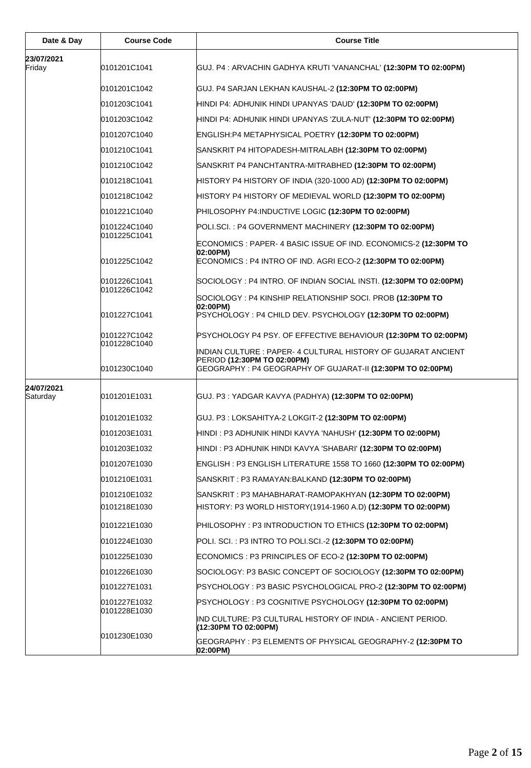| Date & Day | Course Code | Course Title |
|---|---|---|
| **23/07/2021** Friday | 0101201C1041 | GUJ. P4 : ARVACHIN GADHYA KRUTI 'VANANCHAL' **(12:30PM TO 02:00PM)** |
| | 0101201C1042 | GUJ. P4 SARJAN LEKHAN KAUSHAL-2 **(12:30PM TO 02:00PM)** |
| | 0101203C1041 | HINDI P4: ADHUNIK HINDI UPANYAS 'DAUD' **(12:30PM TO 02:00PM)** |
| | 0101203C1042 | HINDI P4: ADHUNIK HINDI UPANYAS 'ZULA-NUT' **(12:30PM TO 02:00PM)** |
| | 0101207C1040 | ENGLISH:P4 METAPHYSICAL POETRY **(12:30PM TO 02:00PM)** |
| | 0101210C1041 | SANSKRIT P4 HITOPADESH-MITRALABH **(12:30PM TO 02:00PM)** |
| | 0101210C1042 | SANSKRIT P4 PANCHTANTRA-MITRABHED **(12:30PM TO 02:00PM)** |
| | 0101218C1041 | HISTORY P4 HISTORY OF INDIA (320-1000 AD) **(12:30PM TO 02:00PM)** |
| | 0101218C1042 | HISTORY P4 HISTORY OF MEDIEVAL WORLD **(12:30PM TO 02:00PM)** |
| | 0101221C1040 | PHILOSOPHY P4:INDUCTIVE LOGIC **(12:30PM TO 02:00PM)** |
| | 0101224C1040 | POLI.SCI. : P4 GOVERNMENT MACHINERY **(12:30PM TO 02:00PM)** |
| | 0101225C1041 | ECONOMICS : PAPER- 4 BASIC ISSUE OF IND. ECONOMICS-2 **(12:30PM TO 02:00PM)** |
| | 0101225C1042 | ECONOMICS : P4 INTRO OF IND. AGRI ECO-2 **(12:30PM TO 02:00PM)** |
| | 0101226C1041 | SOCIOLOGY : P4 INTRO. OF INDIAN SOCIAL INSTI. **(12:30PM TO 02:00PM)** |
| | 0101226C1042 | SOCIOLOGY : P4 KINSHIP RELATIONSHIP SOCI. PROB **(12:30PM TO 02:00PM)** |
| | 0101227C1041 | PSYCHOLOGY : P4 CHILD DEV. PSYCHOLOGY **(12:30PM TO 02:00PM)** |
| | 0101227C1042 | PSYCHOLOGY P4 PSY. OF EFFECTIVE BEHAVIOUR **(12:30PM TO 02:00PM)** |
| | 0101228C1040 | INDIAN CULTURE : PAPER- 4 CULTURAL HISTORY OF GUJARAT ANCIENT PERIOD **(12:30PM TO 02:00PM)** |
| | 0101230C1040 | GEOGRAPHY : P4 GEOGRAPHY OF GUJARAT-II **(12:30PM TO 02:00PM)** |
| **24/07/2021** Saturday | 0101201E1031 | GUJ. P3 : YADGAR KAVYA (PADHYA) **(12:30PM TO 02:00PM)** |
| | 0101201E1032 | GUJ. P3 : LOKSAHITYA-2 LOKGIT-2 **(12:30PM TO 02:00PM)** |
| | 0101203E1031 | HINDI : P3 ADHUNIK HINDI KAVYA 'NAHUSH' **(12:30PM TO 02:00PM)** |
| | 0101203E1032 | HINDI : P3 ADHUNIK HINDI KAVYA 'SHABARI' **(12:30PM TO 02:00PM)** |
| | 0101207E1030 | ENGLISH : P3 ENGLISH LITERATURE 1558 TO 1660 **(12:30PM TO 02:00PM)** |
| | 0101210E1031 | SANSKRIT : P3 RAMAYAN:BALKAND **(12:30PM TO 02:00PM)** |
| | 0101210E1032 | SANSKRIT : P3 MAHABHARAT-RAMOPAKHYAN **(12:30PM TO 02:00PM)** |
| | 0101218E1030 | HISTORY: P3 WORLD HISTORY(1914-1960 A.D) **(12:30PM TO 02:00PM)** |
| | 0101221E1030 | PHILOSOPHY : P3 INTRODUCTION TO ETHICS **(12:30PM TO 02:00PM)** |
| | 0101224E1030 | POLI. SCI. : P3 INTRO TO POLI.SCI.-2 **(12:30PM TO 02:00PM)** |
| | 0101225E1030 | ECONOMICS : P3 PRINCIPLES OF ECO-2 **(12:30PM TO 02:00PM)** |
| | 0101226E1030 | SOCIOLOGY: P3 BASIC CONCEPT OF SOCIOLOGY **(12:30PM TO 02:00PM)** |
| | 0101227E1031 | PSYCHOLOGY : P3 BASIC PSYCHOLOGICAL PRO-2 **(12:30PM TO 02:00PM)** |
| | 0101227E1032 | PSYCHOLOGY : P3 COGNITIVE PSYCHOLOGY **(12:30PM TO 02:00PM)** |
| | 0101228E1030 | IND CULTURE: P3 CULTURAL HISTORY OF INDIA - ANCIENT PERIOD. **(12:30PM TO 02:00PM)** |
| | 0101230E1030 | GEOGRAPHY : P3 ELEMENTS OF PHYSICAL GEOGRAPHY-2 **(12:30PM TO 02:00PM)** |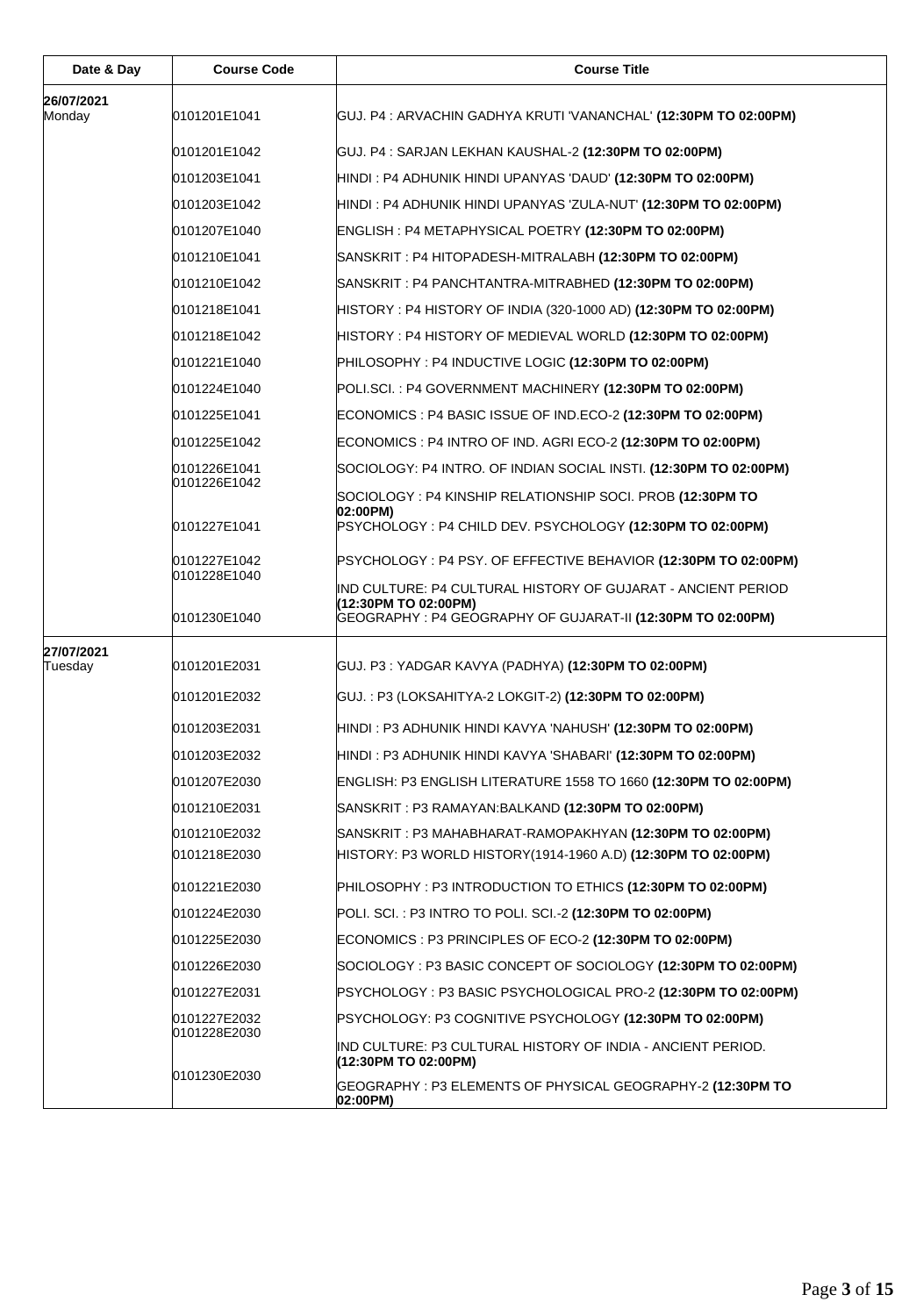| Date & Day | Course Code | Course Title |
|---|---|---|
| **26/07/2021** Monday | 0101201E1041 | GUJ. P4 : ARVACHIN GADHYA KRUTI 'VANANCHAL' **(12:30PM TO 02:00PM)** |
| | 0101201E1042 | GUJ. P4 : SARJAN LEKHAN KAUSHAL-2 **(12:30PM TO 02:00PM)** |
| | 0101203E1041 | HINDI : P4 ADHUNIK HINDI UPANYAS 'DAUD' **(12:30PM TO 02:00PM)** |
| | 0101203E1042 | HINDI : P4 ADHUNIK HINDI UPANYAS 'ZULA-NUT' **(12:30PM TO 02:00PM)** |
| | 0101207E1040 | ENGLISH : P4 METAPHYSICAL POETRY **(12:30PM TO 02:00PM)** |
| | 0101210E1041 | SANSKRIT : P4 HITOPADESH-MITRALABH **(12:30PM TO 02:00PM)** |
| | 0101210E1042 | SANSKRIT : P4 PANCHTANTRA-MITRABHED **(12:30PM TO 02:00PM)** |
| | 0101218E1041 | HISTORY : P4 HISTORY OF INDIA (320-1000 AD) **(12:30PM TO 02:00PM)** |
| | 0101218E1042 | HISTORY : P4 HISTORY OF MEDIEVAL WORLD **(12:30PM TO 02:00PM)** |
| | 0101221E1040 | PHILOSOPHY : P4 INDUCTIVE LOGIC **(12:30PM TO 02:00PM)** |
| | 0101224E1040 | POLI.SCI. : P4 GOVERNMENT MACHINERY **(12:30PM TO 02:00PM)** |
| | 0101225E1041 | ECONOMICS : P4 BASIC ISSUE OF IND.ECO-2 **(12:30PM TO 02:00PM)** |
| | 0101225E1042 | ECONOMICS : P4 INTRO OF IND. AGRI ECO-2 **(12:30PM TO 02:00PM)** |
| | 0101226E1041 | SOCIOLOGY: P4 INTRO. OF INDIAN SOCIAL INSTI. **(12:30PM TO 02:00PM)** |
| | 0101226E1042 | SOCIOLOGY : P4 KINSHIP RELATIONSHIP SOCI. PROB **(12:30PM TO 02:00PM)** |
| | 0101227E1041 | PSYCHOLOGY : P4 CHILD DEV. PSYCHOLOGY **(12:30PM TO 02:00PM)** |
| | 0101227E1042 | PSYCHOLOGY : P4 PSY. OF EFFECTIVE BEHAVIOR **(12:30PM TO 02:00PM)** |
| | 0101228E1040 | IND CULTURE: P4 CULTURAL HISTORY OF GUJARAT - ANCIENT PERIOD **(12:30PM TO 02:00PM)** |
| | 0101230E1040 | GEOGRAPHY : P4 GEOGRAPHY OF GUJARAT-II **(12:30PM TO 02:00PM)** |
| **27/07/2021** Tuesday | 0101201E2031 | GUJ. P3 : YADGAR KAVYA (PADHYA) **(12:30PM TO 02:00PM)** |
| | 0101201E2032 | GUJ. : P3 (LOKSAHITYA-2 LOKGIT-2) **(12:30PM TO 02:00PM)** |
| | 0101203E2031 | HINDI : P3 ADHUNIK HINDI KAVYA 'NAHUSH' **(12:30PM TO 02:00PM)** |
| | 0101203E2032 | HINDI : P3 ADHUNIK HINDI KAVYA 'SHABARI' **(12:30PM TO 02:00PM)** |
| | 0101207E2030 | ENGLISH: P3 ENGLISH LITERATURE 1558 TO 1660 **(12:30PM TO 02:00PM)** |
| | 0101210E2031 | SANSKRIT : P3 RAMAYAN:BALKAND **(12:30PM TO 02:00PM)** |
| | 0101210E2032 | SANSKRIT : P3 MAHABHARAT-RAMOPAKHYAN **(12:30PM TO 02:00PM)** |
| | 0101218E2030 | HISTORY: P3 WORLD HISTORY(1914-1960 A.D) **(12:30PM TO 02:00PM)** |
| | 0101221E2030 | PHILOSOPHY : P3 INTRODUCTION TO ETHICS **(12:30PM TO 02:00PM)** |
| | 0101224E2030 | POLI. SCI. : P3 INTRO TO POLI. SCI.-2 **(12:30PM TO 02:00PM)** |
| | 0101225E2030 | ECONOMICS : P3 PRINCIPLES OF ECO-2 **(12:30PM TO 02:00PM)** |
| | 0101226E2030 | SOCIOLOGY : P3 BASIC CONCEPT OF SOCIOLOGY **(12:30PM TO 02:00PM)** |
| | 0101227E2031 | PSYCHOLOGY : P3 BASIC PSYCHOLOGICAL PRO-2 **(12:30PM TO 02:00PM)** |
| | 0101227E2032 | PSYCHOLOGY: P3 COGNITIVE PSYCHOLOGY **(12:30PM TO 02:00PM)** |
| | 0101228E2030 | IND CULTURE: P3 CULTURAL HISTORY OF INDIA - ANCIENT PERIOD. **(12:30PM TO 02:00PM)** |
| | 0101230E2030 | GEOGRAPHY : P3 ELEMENTS OF PHYSICAL GEOGRAPHY-2 **(12:30PM TO 02:00PM)** |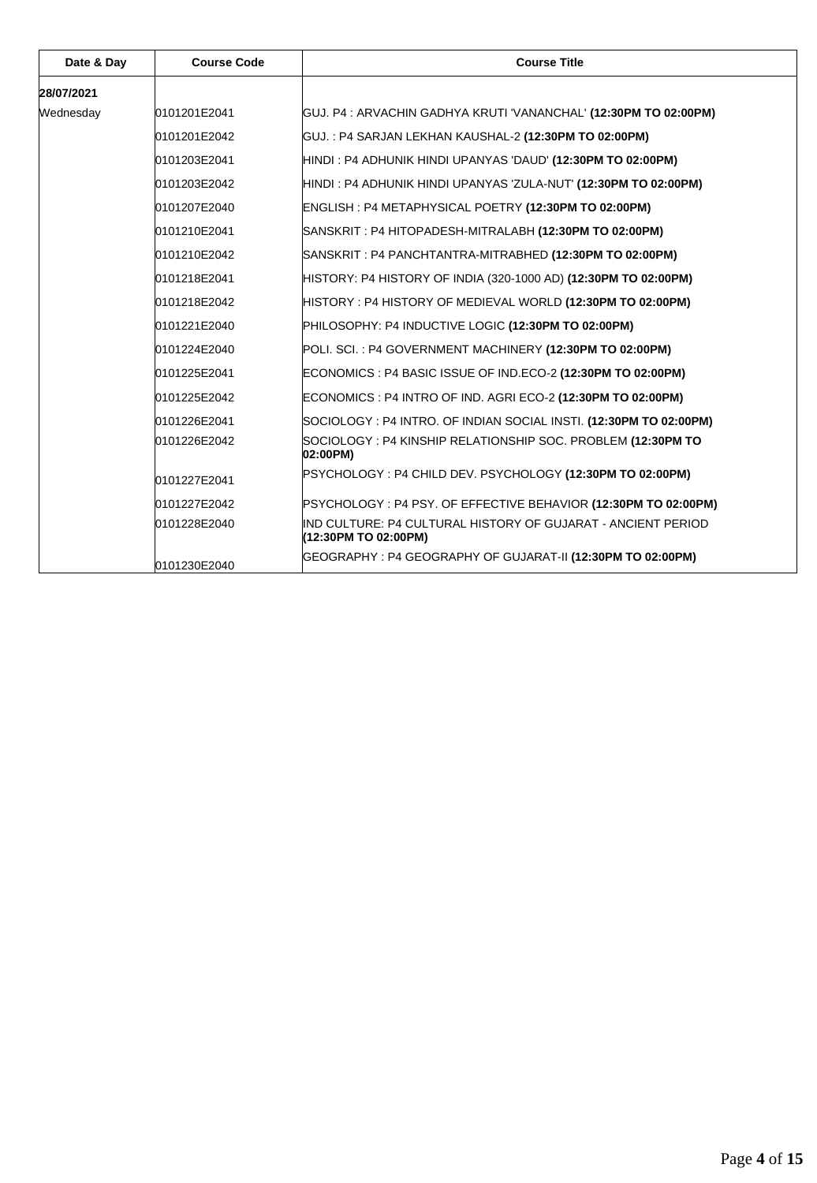| Date & Day | Course Code | Course Title |
|---|---|---|
| **28/07/2021** | | |
| Wednesday | 0101201E2041 | GUJ. P4 : ARVACHIN GADHYA KRUTI 'VANANCHAL' **(12:30PM TO 02:00PM)** |
| | 0101201E2042 | GUJ. : P4 SARJAN LEKHAN KAUSHAL-2 **(12:30PM TO 02:00PM)** |
| | 0101203E2041 | HINDI : P4 ADHUNIK HINDI UPANYAS 'DAUD' **(12:30PM TO 02:00PM)** |
| | 0101203E2042 | HINDI : P4 ADHUNIK HINDI UPANYAS 'ZULA-NUT' **(12:30PM TO 02:00PM)** |
| | 0101207E2040 | ENGLISH : P4 METAPHYSICAL POETRY **(12:30PM TO 02:00PM)** |
| | 0101210E2041 | SANSKRIT : P4 HITOPADESH-MITRALABH **(12:30PM TO 02:00PM)** |
| | 0101210E2042 | SANSKRIT : P4 PANCHTANTRA-MITRABHED **(12:30PM TO 02:00PM)** |
| | 0101218E2041 | HISTORY: P4 HISTORY OF INDIA (320-1000 AD) **(12:30PM TO 02:00PM)** |
| | 0101218E2042 | HISTORY : P4 HISTORY OF MEDIEVAL WORLD **(12:30PM TO 02:00PM)** |
| | 0101221E2040 | PHILOSOPHY: P4 INDUCTIVE LOGIC **(12:30PM TO 02:00PM)** |
| | 0101224E2040 | POLI. SCI. : P4 GOVERNMENT MACHINERY **(12:30PM TO 02:00PM)** |
| | 0101225E2041 | ECONOMICS : P4 BASIC ISSUE OF IND.ECO-2 **(12:30PM TO 02:00PM)** |
| | 0101225E2042 | ECONOMICS : P4 INTRO OF IND. AGRI ECO-2 **(12:30PM TO 02:00PM)** |
| | 0101226E2041 | SOCIOLOGY : P4 INTRO. OF INDIAN SOCIAL INSTI. **(12:30PM TO 02:00PM)** |
| | 0101226E2042 | SOCIOLOGY : P4 KINSHIP RELATIONSHIP SOC. PROBLEM **(12:30PM TO 02:00PM)** |
| | 0101227E2041 | PSYCHOLOGY : P4 CHILD DEV. PSYCHOLOGY **(12:30PM TO 02:00PM)** |
| | 0101227E2042 | PSYCHOLOGY : P4 PSY. OF EFFECTIVE BEHAVIOR **(12:30PM TO 02:00PM)** |
| | 0101228E2040 | IND CULTURE: P4 CULTURAL HISTORY OF GUJARAT - ANCIENT PERIOD **(12:30PM TO 02:00PM)** |
| | 0101230E2040 | GEOGRAPHY : P4 GEOGRAPHY OF GUJARAT-II **(12:30PM TO 02:00PM)** |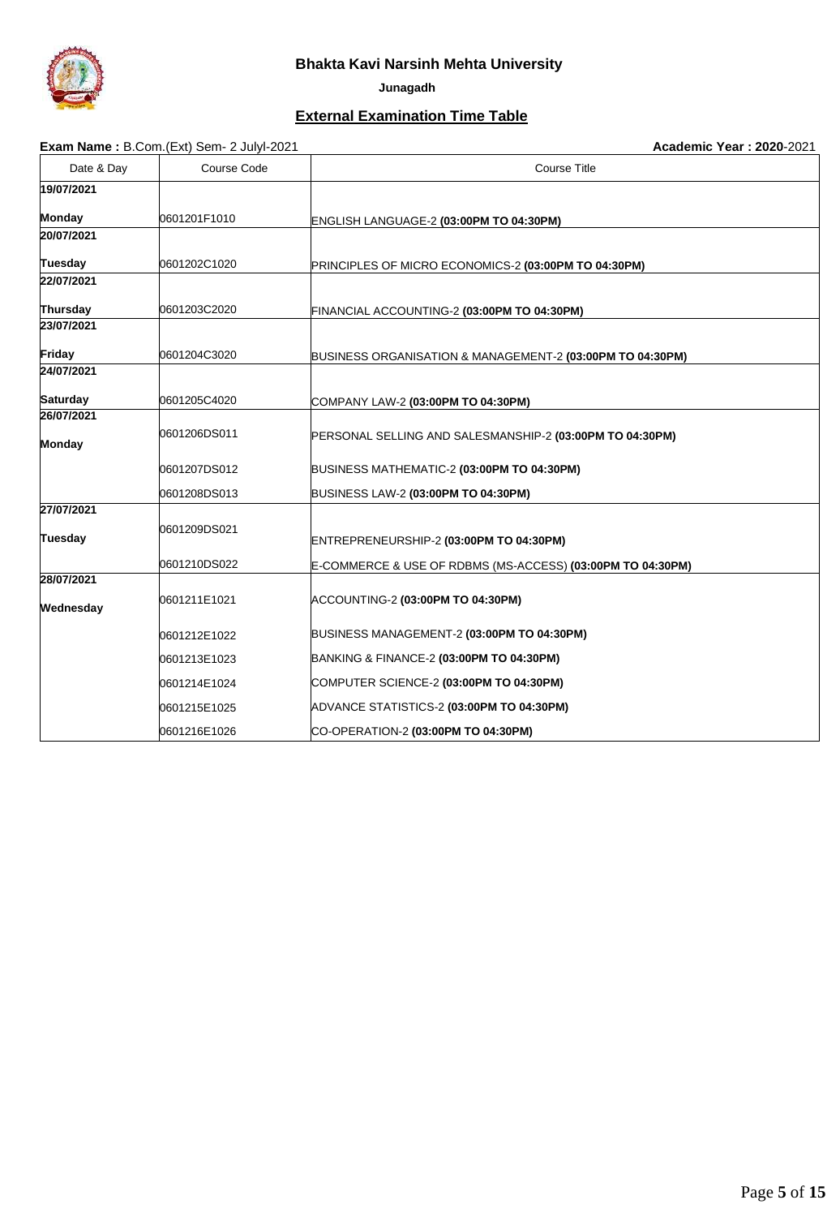# Bhakta Kavi Narsinh Mehta University

**Junagadh**

## External Examination Time Table

**Exam Name :** B.Com.(Ext) Sem- 2 Julyl-2021 **Academic Year : 2020**-2021

| Date & Day | Course Code | Course Title |
|---|---|---|
| **19/07/2021** **Monday** | 0601201F1010 | ENGLISH LANGUAGE-2 **(03:00PM TO 04:30PM)** |
| **20/07/2021** **Tuesday** | 0601202C1020 | PRINCIPLES OF MICRO ECONOMICS-2 **(03:00PM TO 04:30PM)** |
| **22/07/2021** **Thursday** | 0601203C2020 | FINANCIAL ACCOUNTING-2 **(03:00PM TO 04:30PM)** |
| **23/07/2021** **Friday** | 0601204C3020 | BUSINESS ORGANISATION & MANAGEMENT-2 **(03:00PM TO 04:30PM)** |
| **24/07/2021** **Saturday** | 0601205C4020 | COMPANY LAW-2 **(03:00PM TO 04:30PM)** |
| **26/07/2021** **Monday** | 0601206DS011 | PERSONAL SELLING AND SALESMANSHIP-2 **(03:00PM TO 04:30PM)** |
| | 0601207DS012 | BUSINESS MATHEMATIC-2 **(03:00PM TO 04:30PM)** |
| | 0601208DS013 | BUSINESS LAW-2 **(03:00PM TO 04:30PM)** |
| **27/07/2021** **Tuesday** | 0601209DS021 | ENTREPRENEURSHIP-2 **(03:00PM TO 04:30PM)** |
| | 0601210DS022 | E-COMMERCE & USE OF RDBMS (MS-ACCESS) **(03:00PM TO 04:30PM)** |
| **28/07/2021** **Wednesday** | 0601211E1021 | ACCOUNTING-2 **(03:00PM TO 04:30PM)** |
| | 0601212E1022 | BUSINESS MANAGEMENT-2 **(03:00PM TO 04:30PM)** |
| | 0601213E1023 | BANKING & FINANCE-2 **(03:00PM TO 04:30PM)** |
| | 0601214E1024 | COMPUTER SCIENCE-2 **(03:00PM TO 04:30PM)** |
| | 0601215E1025 | ADVANCE STATISTICS-2 **(03:00PM TO 04:30PM)** |
| | 0601216E1026 | CO-OPERATION-2 **(03:00PM TO 04:30PM)** |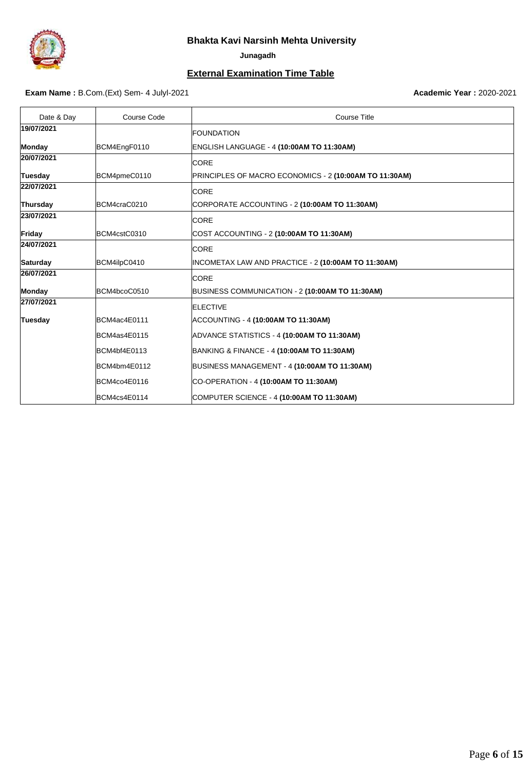# Bhakta Kavi Narsinh Mehta University

**Junagadh**

## External Examination Time Table

**Exam Name :** B.Com.(Ext) Sem- 4 Julyl-2021

**Academic Year :** 2020-2021

| Date & Day | Course Code | Course Title |
|---|---|---|
| **19/07/2021** | | FOUNDATION |
| **Monday** | BCM4EngF0110 | ENGLISH LANGUAGE - 4 **(10:00AM TO 11:30AM)** |
| **20/07/2021** | | CORE |
| **Tuesday** | BCM4pmeC0110 | PRINCIPLES OF MACRO ECONOMICS - 2 **(10:00AM TO 11:30AM)** |
| **22/07/2021** | | CORE |
| **Thursday** | BCM4craC0210 | CORPORATE ACCOUNTING - 2 **(10:00AM TO 11:30AM)** |
| **23/07/2021** | | CORE |
| **Friday** | BCM4cstC0310 | COST ACCOUNTING - 2 **(10:00AM TO 11:30AM)** |
| **24/07/2021** | | CORE |
| **Saturday** | BCM4ilpC0410 | INCOMETAX LAW AND PRACTICE - 2 **(10:00AM TO 11:30AM)** |
| **26/07/2021** | | CORE |
| **Monday** | BCM4bcoC0510 | BUSINESS COMMUNICATION - 2 **(10:00AM TO 11:30AM)** |
| **27/07/2021** | | ELECTIVE |
| **Tuesday** | BCM4ac4E0111 | ACCOUNTING - 4 **(10:00AM TO 11:30AM)** |
| | BCM4as4E0115 | ADVANCE STATISTICS - 4 **(10:00AM TO 11:30AM)** |
| | BCM4bf4E0113 | BANKING & FINANCE - 4 **(10:00AM TO 11:30AM)** |
| | BCM4bm4E0112 | BUSINESS MANAGEMENT - 4 **(10:00AM TO 11:30AM)** |
| | BCM4co4E0116 | CO-OPERATION - 4 **(10:00AM TO 11:30AM)** |
| | BCM4cs4E0114 | COMPUTER SCIENCE - 4 **(10:00AM TO 11:30AM)** |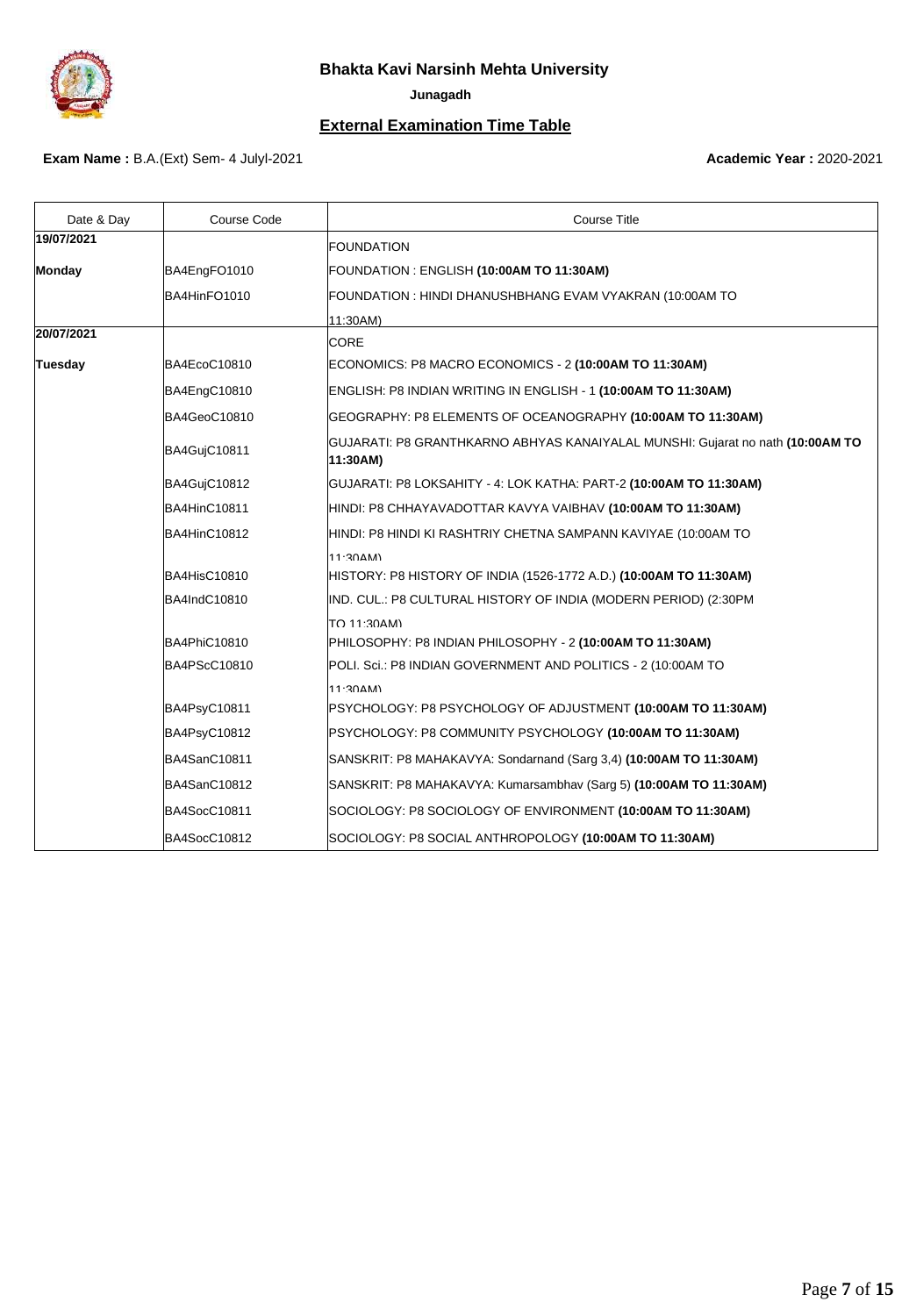**Bhakta Kavi Narsinh Mehta University**

**Junagadh**

**External Examination Time Table**

**Exam Name :** B.A.(Ext) Sem- 4 Julyl-2021

**Academic Year :** 2020-2021

| Date & Day | Course Code | Course Title |
|---|---|---|
| **19/07/2021** | | FOUNDATION |
| **Monday** | BA4EngFO1010 | FOUNDATION : ENGLISH **(10:00AM TO 11:30AM)** |
| | BA4HinFO1010 | FOUNDATION : HINDI DHANUSHBHANG EVAM VYAKRAN (10:00AM TO 11:30AM) |
| **20/07/2021** | | CORE |
| **Tuesday** | BA4EcoC10810 | ECONOMICS: P8 MACRO ECONOMICS - 2 **(10:00AM TO 11:30AM)** |
| | BA4EngC10810 | ENGLISH: P8 INDIAN WRITING IN ENGLISH - 1 **(10:00AM TO 11:30AM)** |
| | BA4GeoC10810 | GEOGRAPHY: P8 ELEMENTS OF OCEANOGRAPHY **(10:00AM TO 11:30AM)** |
| | BA4GujC10811 | GUJARATI: P8 GRANTHKARNO ABHYAS KANAIYALAL MUNSHI: Gujarat no nath **(10:00AM TO 11:30AM)** |
| | BA4GujC10812 | GUJARATI: P8 LOKSAHITY - 4: LOK KATHA: PART-2 **(10:00AM TO 11:30AM)** |
| | BA4HinC10811 | HINDI: P8 CHHAYAVADOTTAR KAVYA VAIBHAV **(10:00AM TO 11:30AM)** |
| | BA4HinC10812 | HINDI: P8 HINDI KI RASHTRIY CHETNA SAMPANN KAVIYAE (10:00AM TO 11:30AM) |
| | BA4HisC10810 | HISTORY: P8 HISTORY OF INDIA (1526-1772 A.D.) **(10:00AM TO 11:30AM)** |
| | BA4IndC10810 | IND. CUL.: P8 CULTURAL HISTORY OF INDIA (MODERN PERIOD) (2:30PM TO 11:30AM) |
| | BA4PhiC10810 | PHILOSOPHY: P8 INDIAN PHILOSOPHY - 2 **(10:00AM TO 11:30AM)** |
| | BA4PScC10810 | POLI. Sci.: P8 INDIAN GOVERNMENT AND POLITICS - 2 (10:00AM TO 11:30AM) |
| | BA4PsyC10811 | PSYCHOLOGY: P8 PSYCHOLOGY OF ADJUSTMENT **(10:00AM TO 11:30AM)** |
| | BA4PsyC10812 | PSYCHOLOGY: P8 COMMUNITY PSYCHOLOGY **(10:00AM TO 11:30AM)** |
| | BA4SanC10811 | SANSKRIT: P8 MAHAKAVYA: Sondarnand (Sarg 3,4) **(10:00AM TO 11:30AM)** |
| | BA4SanC10812 | SANSKRIT: P8 MAHAKAVYA: Kumarsambhav (Sarg 5) **(10:00AM TO 11:30AM)** |
| | BA4SocC10811 | SOCIOLOGY: P8 SOCIOLOGY OF ENVIRONMENT **(10:00AM TO 11:30AM)** |
| | BA4SocC10812 | SOCIOLOGY: P8 SOCIAL ANTHROPOLOGY **(10:00AM TO 11:30AM)** |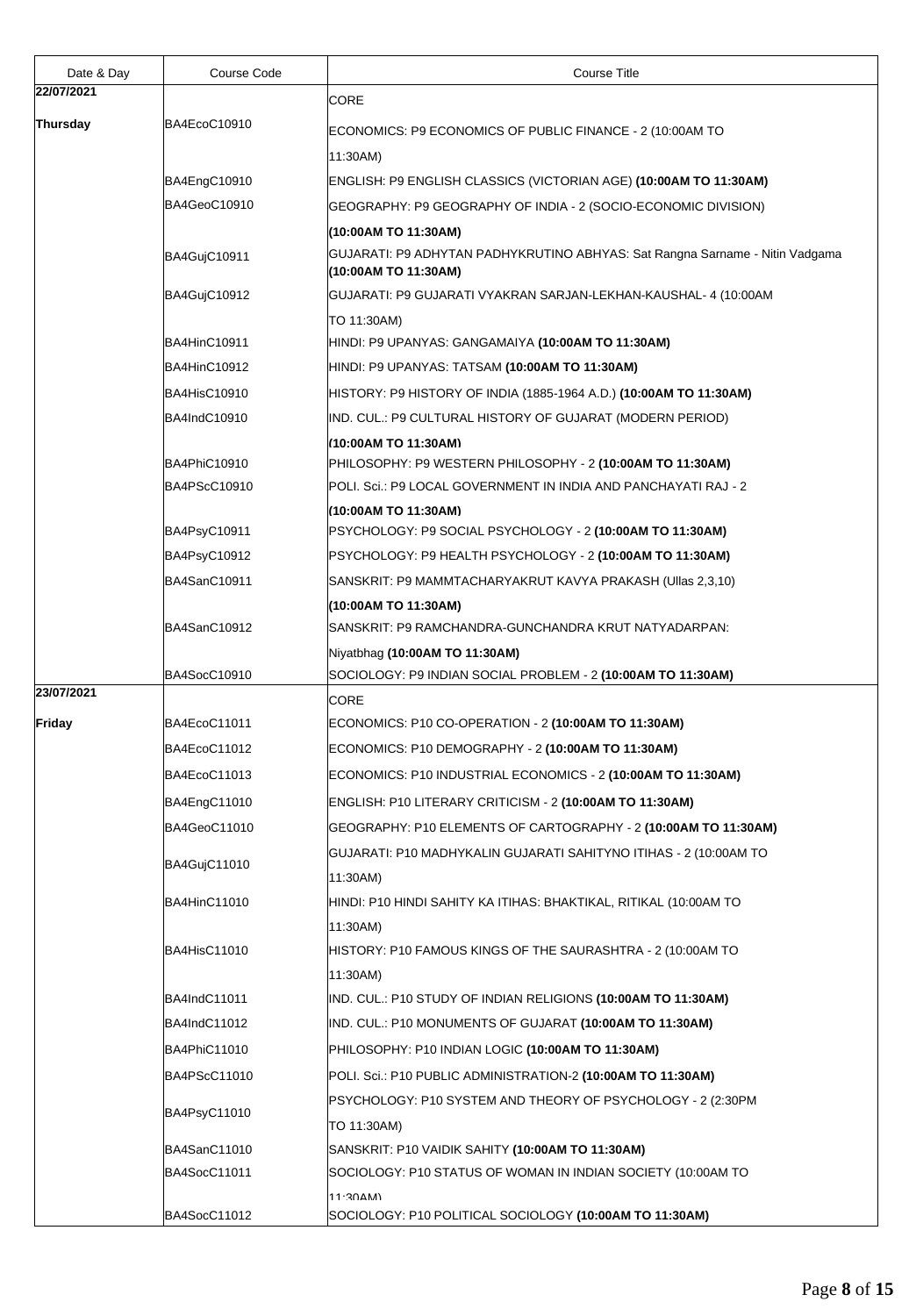| Date & Day | Course Code | Course Title |
|---|---|---|
| **22/07/2021** | | CORE |
| **Thursday** | BA4EcoC10910 | ECONOMICS: P9 ECONOMICS OF PUBLIC FINANCE - 2 (10:00AM TO 11:30AM) |
| | BA4EngC10910 | ENGLISH: P9 ENGLISH CLASSICS (VICTORIAN AGE) **(10:00AM TO 11:30AM)** |
| | BA4GeoC10910 | GEOGRAPHY: P9 GEOGRAPHY OF INDIA - 2 (SOCIO-ECONOMIC DIVISION) **(10:00AM TO 11:30AM)** |
| | BA4GujC10911 | GUJARATI: P9 ADHYTAN PADHYKRUTINO ABHYAS: Sat Rangna Sarname - Nitin Vadgama **(10:00AM TO 11:30AM)** |
| | BA4GujC10912 | GUJARATI: P9 GUJARATI VYAKRAN SARJAN-LEKHAN-KAUSHAL- 4 (10:00AM TO 11:30AM) |
| | BA4HinC10911 | HINDI: P9 UPANYAS: GANGAMAIYA **(10:00AM TO 11:30AM)** |
| | BA4HinC10912 | HINDI: P9 UPANYAS: TATSAM **(10:00AM TO 11:30AM)** |
| | BA4HisC10910 | HISTORY: P9 HISTORY OF INDIA (1885-1964 A.D.) **(10:00AM TO 11:30AM)** |
| | BA4IndC10910 | IND. CUL.: P9 CULTURAL HISTORY OF GUJARAT (MODERN PERIOD) **(10:00AM TO 11:30AM)** |
| | BA4PhiC10910 | PHILOSOPHY: P9 WESTERN PHILOSOPHY - 2 **(10:00AM TO 11:30AM)** |
| | BA4PScC10910 | POLI. Sci.: P9 LOCAL GOVERNMENT IN INDIA AND PANCHAYATI RAJ - 2 **(10:00AM TO 11:30AM)** |
| | BA4PsyC10911 | PSYCHOLOGY: P9 SOCIAL PSYCHOLOGY - 2 **(10:00AM TO 11:30AM)** |
| | BA4PsyC10912 | PSYCHOLOGY: P9 HEALTH PSYCHOLOGY - 2 **(10:00AM TO 11:30AM)** |
| | BA4SanC10911 | SANSKRIT: P9 MAMMTACHARYAKRUT KAVYA PRAKASH (Ullas 2,3,10) **(10:00AM TO 11:30AM)** |
| | BA4SanC10912 | SANSKRIT: P9 RAMCHANDRA-GUNCHANDRA KRUT NATYADARPAN: Niyatbhag **(10:00AM TO 11:30AM)** |
| | BA4SocC10910 | SOCIOLOGY: P9 INDIAN SOCIAL PROBLEM - 2 **(10:00AM TO 11:30AM)** |
| **23/07/2021** | | CORE |
| **Friday** | BA4EcoC11011 | ECONOMICS: P10 CO-OPERATION - 2 **(10:00AM TO 11:30AM)** |
| | BA4EcoC11012 | ECONOMICS: P10 DEMOGRAPHY - 2 **(10:00AM TO 11:30AM)** |
| | BA4EcoC11013 | ECONOMICS: P10 INDUSTRIAL ECONOMICS - 2 **(10:00AM TO 11:30AM)** |
| | BA4EngC11010 | ENGLISH: P10 LITERARY CRITICISM - 2 **(10:00AM TO 11:30AM)** |
| | BA4GeoC11010 | GEOGRAPHY: P10 ELEMENTS OF CARTOGRAPHY - 2 **(10:00AM TO 11:30AM)** |
| | BA4GujC11010 | GUJARATI: P10 MADHYKALIN GUJARATI SAHITYNO ITIHAS - 2 (10:00AM TO 11:30AM) |
| | BA4HinC11010 | HINDI: P10 HINDI SAHITY KA ITIHAS: BHAKTIKAL, RITIKAL (10:00AM TO 11:30AM) |
| | BA4HisC11010 | HISTORY: P10 FAMOUS KINGS OF THE SAURASHTRA - 2 (10:00AM TO 11:30AM) |
| | BA4IndC11011 | IND. CUL.: P10 STUDY OF INDIAN RELIGIONS **(10:00AM TO 11:30AM)** |
| | BA4IndC11012 | IND. CUL.: P10 MONUMENTS OF GUJARAT **(10:00AM TO 11:30AM)** |
| | BA4PhiC11010 | PHILOSOPHY: P10 INDIAN LOGIC **(10:00AM TO 11:30AM)** |
| | BA4PScC11010 | POLI. Sci.: P10 PUBLIC ADMINISTRATION-2 **(10:00AM TO 11:30AM)** |
| | BA4PsyC11010 | PSYCHOLOGY: P10 SYSTEM AND THEORY OF PSYCHOLOGY - 2 (2:30PM TO 11:30AM) |
| | BA4SanC11010 | SANSKRIT: P10 VAIDIK SAHITY **(10:00AM TO 11:30AM)** |
| | BA4SocC11011 | SOCIOLOGY: P10 STATUS OF WOMAN IN INDIAN SOCIETY (10:00AM TO 11:30AM) |
| | BA4SocC11012 | SOCIOLOGY: P10 POLITICAL SOCIOLOGY **(10:00AM TO 11:30AM)** |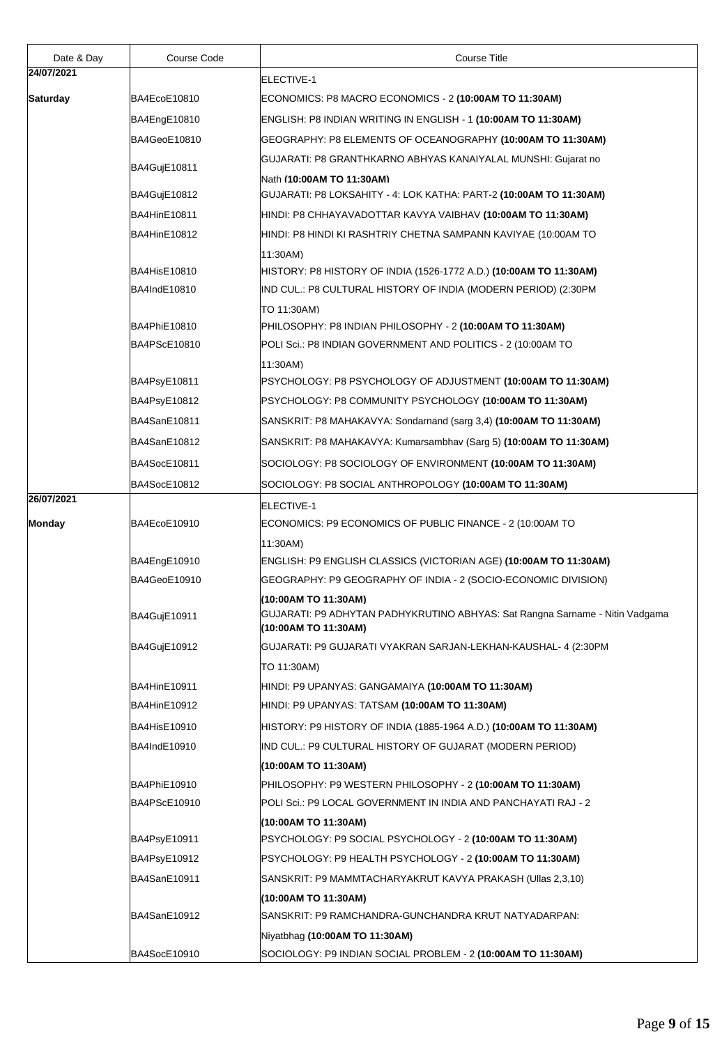| Date & Day | Course Code | Course Title |
|---|---|---|
| **24/07/2021** | | ELECTIVE-1 |
| **Saturday** | BA4EcoE10810 | ECONOMICS: P8 MACRO ECONOMICS - 2 **(10:00AM TO 11:30AM)** |
| | BA4EngE10810 | ENGLISH: P8 INDIAN WRITING IN ENGLISH - 1 **(10:00AM TO 11:30AM)** |
| | BA4GeoE10810 | GEOGRAPHY: P8 ELEMENTS OF OCEANOGRAPHY **(10:00AM TO 11:30AM)** |
| | BA4GujE10811 | GUJARATI: P8 GRANTHKARNO ABHYAS KANAIYALAL MUNSHI: Gujarat no Nath **(10:00AM TO 11:30AM)** |
| | BA4GujE10812 | GUJARATI: P8 LOKSAHITY - 4: LOK KATHA: PART-2 **(10:00AM TO 11:30AM)** |
| | BA4HinE10811 | HINDI: P8 CHHAYAVADOTTAR KAVYA VAIBHAV **(10:00AM TO 11:30AM)** |
| | BA4HinE10812 | HINDI: P8 HINDI KI RASHTRIY CHETNA SAMPANN KAVIYAE (10:00AM TO 11:30AM) |
| | BA4HisE10810 | HISTORY: P8 HISTORY OF INDIA (1526-1772 A.D.) **(10:00AM TO 11:30AM)** |
| | BA4IndE10810 | IND CUL.: P8 CULTURAL HISTORY OF INDIA (MODERN PERIOD) (2:30PM TO 11:30AM) |
| | BA4PhiE10810 | PHILOSOPHY: P8 INDIAN PHILOSOPHY - 2 **(10:00AM TO 11:30AM)** |
| | BA4PScE10810 | POLI Sci.: P8 INDIAN GOVERNMENT AND POLITICS - 2 (10:00AM TO 11:30AM) |
| | BA4PsyE10811 | PSYCHOLOGY: P8 PSYCHOLOGY OF ADJUSTMENT **(10:00AM TO 11:30AM)** |
| | BA4PsyE10812 | PSYCHOLOGY: P8 COMMUNITY PSYCHOLOGY **(10:00AM TO 11:30AM)** |
| | BA4SanE10811 | SANSKRIT: P8 MAHAKAVYA: Sondarnand (sarg 3,4) **(10:00AM TO 11:30AM)** |
| | BA4SanE10812 | SANSKRIT: P8 MAHAKAVYA: Kumarsambhav (Sarg 5) **(10:00AM TO 11:30AM)** |
| | BA4SocE10811 | SOCIOLOGY: P8 SOCIOLOGY OF ENVIRONMENT **(10:00AM TO 11:30AM)** |
| | BA4SocE10812 | SOCIOLOGY: P8 SOCIAL ANTHROPOLOGY **(10:00AM TO 11:30AM)** |
| **26/07/2021** | | ELECTIVE-1 |
| **Monday** | BA4EcoE10910 | ECONOMICS: P9 ECONOMICS OF PUBLIC FINANCE - 2 (10:00AM TO 11:30AM) |
| | BA4EngE10910 | ENGLISH: P9 ENGLISH CLASSICS (VICTORIAN AGE) **(10:00AM TO 11:30AM)** |
| | BA4GeoE10910 | GEOGRAPHY: P9 GEOGRAPHY OF INDIA - 2 (SOCIO-ECONOMIC DIVISION) **(10:00AM TO 11:30AM)** |
| | BA4GujE10911 | GUJARATI: P9 ADHYTAN PADHYKRUTINO ABHYAS: Sat Rangna Sarname - Nitin Vadgama **(10:00AM TO 11:30AM)** |
| | BA4GujE10912 | GUJARATI: P9 GUJARATI VYAKRAN SARJAN-LEKHAN-KAUSHAL- 4 (2:30PM TO 11:30AM) |
| | BA4HinE10911 | HINDI: P9 UPANYAS: GANGAMAIYA **(10:00AM TO 11:30AM)** |
| | BA4HinE10912 | HINDI: P9 UPANYAS: TATSAM **(10:00AM TO 11:30AM)** |
| | BA4HisE10910 | HISTORY: P9 HISTORY OF INDIA (1885-1964 A.D.) **(10:00AM TO 11:30AM)** |
| | BA4IndE10910 | IND CUL.: P9 CULTURAL HISTORY OF GUJARAT (MODERN PERIOD) **(10:00AM TO 11:30AM)** |
| | BA4PhiE10910 | PHILOSOPHY: P9 WESTERN PHILOSOPHY - 2 **(10:00AM TO 11:30AM)** |
| | BA4PScE10910 | POLI Sci.: P9 LOCAL GOVERNMENT IN INDIA AND PANCHAYATI RAJ - 2 **(10:00AM TO 11:30AM)** |
| | BA4PsyE10911 | PSYCHOLOGY: P9 SOCIAL PSYCHOLOGY - 2 **(10:00AM TO 11:30AM)** |
| | BA4PsyE10912 | PSYCHOLOGY: P9 HEALTH PSYCHOLOGY - 2 **(10:00AM TO 11:30AM)** |
| | BA4SanE10911 | SANSKRIT: P9 MAMMTACHARYAKRUT KAVYA PRAKASH (Ullas 2,3,10) **(10:00AM TO 11:30AM)** |
| | BA4SanE10912 | SANSKRIT: P9 RAMCHANDRA-GUNCHANDRA KRUT NATYADARPAN: Niyatbhag **(10:00AM TO 11:30AM)** |
| | BA4SocE10910 | SOCIOLOGY: P9 INDIAN SOCIAL PROBLEM - 2 **(10:00AM TO 11:30AM)** |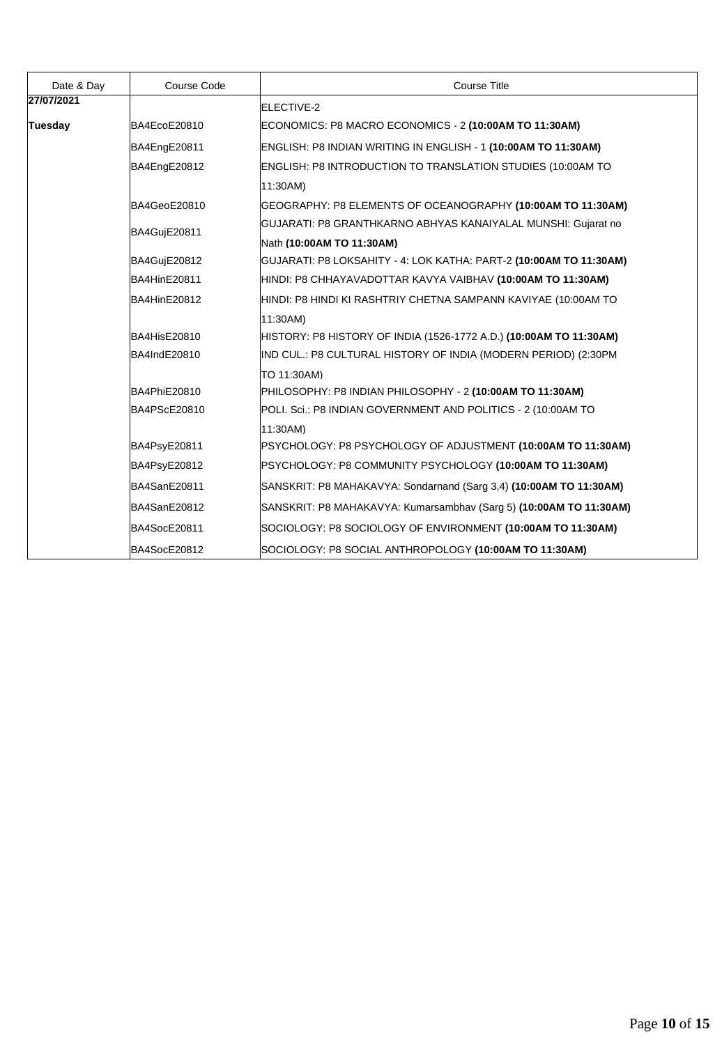| Date & Day | Course Code | Course Title |
|---|---|---|
| **27/07/2021** | | ELECTIVE-2 |
| **Tuesday** | BA4EcoE20810 | ECONOMICS: P8 MACRO ECONOMICS - 2 **(10:00AM TO 11:30AM)** |
| | BA4EngE20811 | ENGLISH: P8 INDIAN WRITING IN ENGLISH - 1 **(10:00AM TO 11:30AM)** |
| | BA4EngE20812 | ENGLISH: P8 INTRODUCTION TO TRANSLATION STUDIES (10:00AM TO 11:30AM) |
| | BA4GeoE20810 | GEOGRAPHY: P8 ELEMENTS OF OCEANOGRAPHY **(10:00AM TO 11:30AM)** |
| | BA4GujE20811 | GUJARATI: P8 GRANTHKARNO ABHYAS KANAIYALAL MUNSHI: Gujarat no Nath **(10:00AM TO 11:30AM)** |
| | BA4GujE20812 | GUJARATI: P8 LOKSAHITY - 4: LOK KATHA: PART-2 **(10:00AM TO 11:30AM)** |
| | BA4HinE20811 | HINDI: P8 CHHAYAVADOTTAR KAVYA VAIBHAV **(10:00AM TO 11:30AM)** |
| | BA4HinE20812 | HINDI: P8 HINDI KI RASHTRIY CHETNA SAMPANN KAVIYAE (10:00AM TO 11:30AM) |
| | BA4HisE20810 | HISTORY: P8 HISTORY OF INDIA (1526-1772 A.D.) **(10:00AM TO 11:30AM)** |
| | BA4IndE20810 | IND CUL.: P8 CULTURAL HISTORY OF INDIA (MODERN PERIOD) (2:30PM TO 11:30AM) |
| | BA4PhiE20810 | PHILOSOPHY: P8 INDIAN PHILOSOPHY - 2 **(10:00AM TO 11:30AM)** |
| | BA4PScE20810 | POLI. Sci.: P8 INDIAN GOVERNMENT AND POLITICS - 2 (10:00AM TO 11:30AM) |
| | BA4PsyE20811 | PSYCHOLOGY: P8 PSYCHOLOGY OF ADJUSTMENT **(10:00AM TO 11:30AM)** |
| | BA4PsyE20812 | PSYCHOLOGY: P8 COMMUNITY PSYCHOLOGY **(10:00AM TO 11:30AM)** |
| | BA4SanE20811 | SANSKRIT: P8 MAHAKAVYA: Sondarnand (Sarg 3,4) **(10:00AM TO 11:30AM)** |
| | BA4SanE20812 | SANSKRIT: P8 MAHAKAVYA: Kumarsambhav (Sarg 5) **(10:00AM TO 11:30AM)** |
| | BA4SocE20811 | SOCIOLOGY: P8 SOCIOLOGY OF ENVIRONMENT **(10:00AM TO 11:30AM)** |
| | BA4SocE20812 | SOCIOLOGY: P8 SOCIAL ANTHROPOLOGY **(10:00AM TO 11:30AM)** |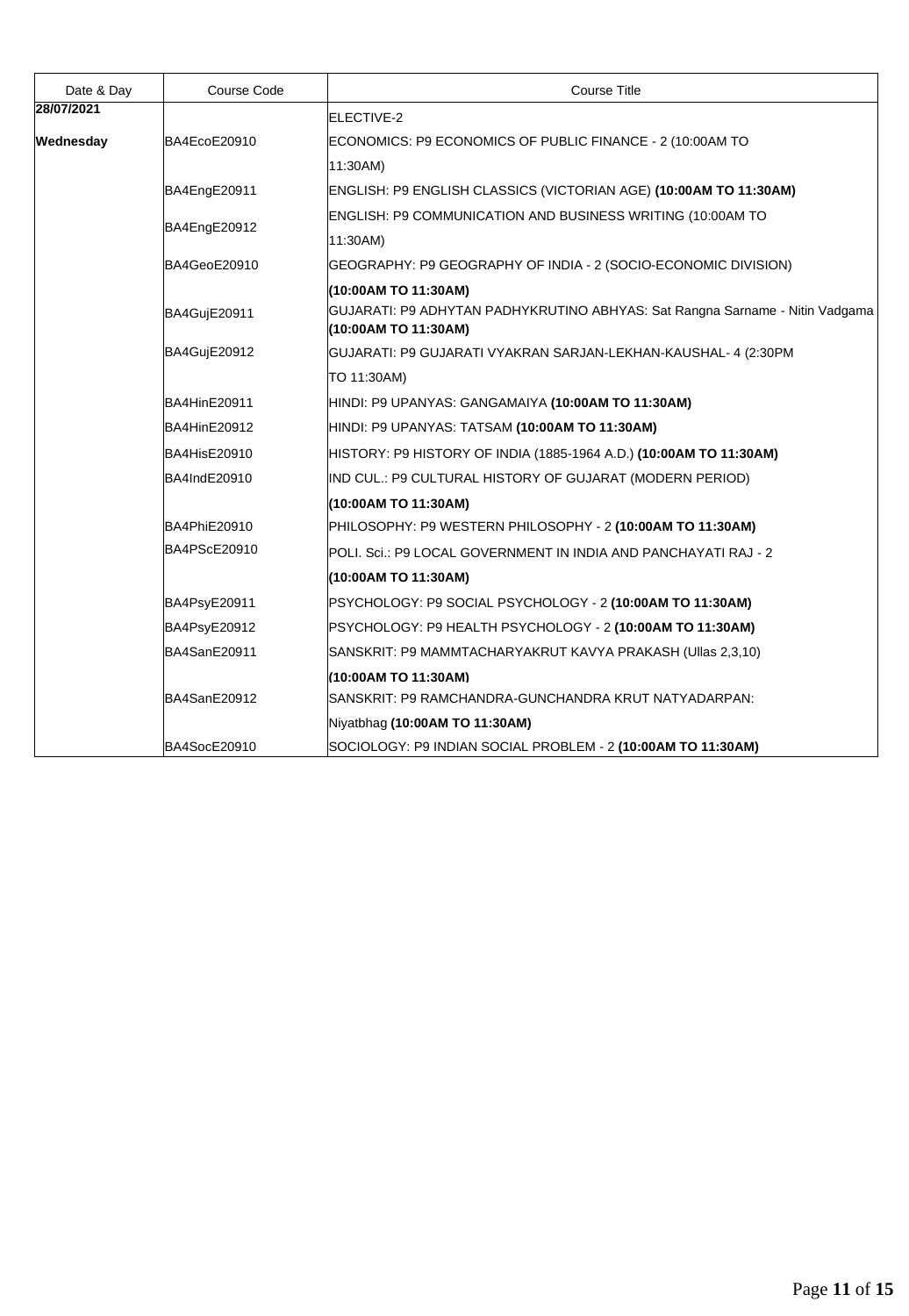| Date & Day | Course Code | Course Title |
|---|---|---|
| **28/07/2021** | | ELECTIVE-2 |
| **Wednesday** | BA4EcoE20910 | ECONOMICS: P9 ECONOMICS OF PUBLIC FINANCE - 2 (10:00AM TO 11:30AM) |
| | BA4EngE20911 | ENGLISH: P9 ENGLISH CLASSICS (VICTORIAN AGE) **(10:00AM TO 11:30AM)** |
| | BA4EngE20912 | ENGLISH: P9 COMMUNICATION AND BUSINESS WRITING (10:00AM TO 11:30AM) |
| | BA4GeoE20910 | GEOGRAPHY: P9 GEOGRAPHY OF INDIA - 2 (SOCIO-ECONOMIC DIVISION) **(10:00AM TO 11:30AM)** |
| | BA4GujE20911 | GUJARATI: P9 ADHYTAN PADHYKRUTINO ABHYAS: Sat Rangna Sarname - Nitin Vadgama **(10:00AM TO 11:30AM)** |
| | BA4GujE20912 | GUJARATI: P9 GUJARATI VYAKRAN SARJAN-LEKHAN-KAUSHAL- 4 (2:30PM TO 11:30AM) |
| | BA4HinE20911 | HINDI: P9 UPANYAS: GANGAMAIYA **(10:00AM TO 11:30AM)** |
| | BA4HinE20912 | HINDI: P9 UPANYAS: TATSAM **(10:00AM TO 11:30AM)** |
| | BA4HisE20910 | HISTORY: P9 HISTORY OF INDIA (1885-1964 A.D.) **(10:00AM TO 11:30AM)** |
| | BA4IndE20910 | IND CUL.: P9 CULTURAL HISTORY OF GUJARAT (MODERN PERIOD) **(10:00AM TO 11:30AM)** |
| | BA4PhiE20910 | PHILOSOPHY: P9 WESTERN PHILOSOPHY - 2 **(10:00AM TO 11:30AM)** |
| | BA4PScE20910 | POLI. Sci.: P9 LOCAL GOVERNMENT IN INDIA AND PANCHAYATI RAJ - 2 **(10:00AM TO 11:30AM)** |
| | BA4PsyE20911 | PSYCHOLOGY: P9 SOCIAL PSYCHOLOGY - 2 **(10:00AM TO 11:30AM)** |
| | BA4PsyE20912 | PSYCHOLOGY: P9 HEALTH PSYCHOLOGY - 2 **(10:00AM TO 11:30AM)** |
| | BA4SanE20911 | SANSKRIT: P9 MAMMTACHARYAKRUT KAVYA PRAKASH (Ullas 2,3,10) **(10:00AM TO 11:30AM)** |
| | BA4SanE20912 | SANSKRIT: P9 RAMCHANDRA-GUNCHANDRA KRUT NATYADARPAN: Niyatbhag **(10:00AM TO 11:30AM)** |
| | BA4SocE20910 | SOCIOLOGY: P9 INDIAN SOCIAL PROBLEM - 2 **(10:00AM TO 11:30AM)** |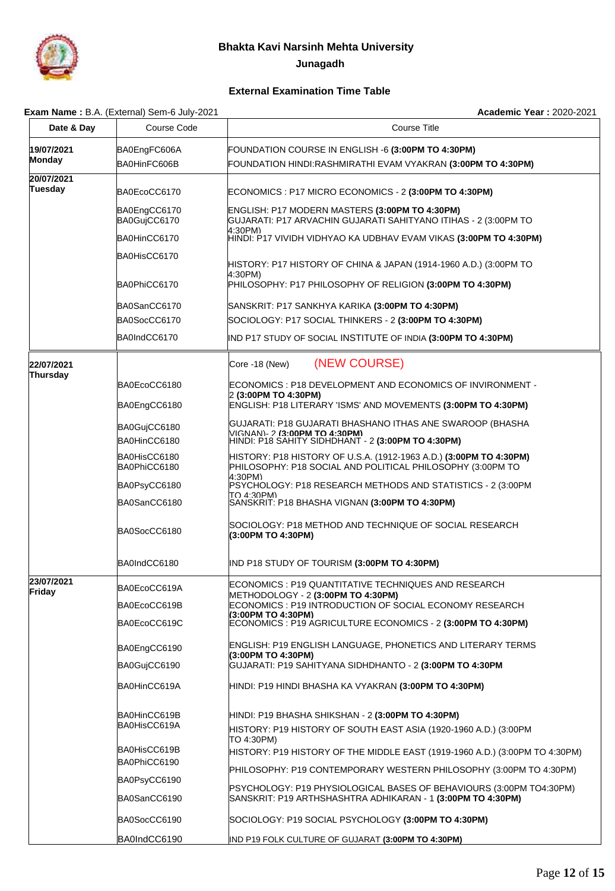# Bhakta Kavi Narsinh Mehta University

## Junagadh

### External Examination Time Table

**Exam Name :** B.A. (External) Sem-6 July-2021 **Academic Year :** 2020-2021

| Date & Day | Course Code | Course Title |
|---|---|---|
| **19/07/2021 Monday** | BA0EngFC606A | FOUNDATION COURSE IN ENGLISH -6 **(3:00PM TO 4:30PM)** |
| | BA0HinFC606B | FOUNDATION HINDI:RASHMIRATHI EVAM VYAKRAN **(3:00PM TO 4:30PM)** |
| **20/07/2021 Tuesday** | BA0EcoCC6170 | ECONOMICS : P17 MICRO ECONOMICS - 2 **(3:00PM TO 4:30PM)** |
| | BA0EngCC6170 | ENGLISH: P17 MODERN MASTERS **(3:00PM TO 4:30PM)** |
| | BA0GujCC6170 | GUJARATI: P17 ARVACHIN GUJARATI SAHITYANO ITIHAS - 2 (3:00PM TO 4:30PM) |
| | BA0HinCC6170 | HINDI: P17 VIVIDH VIDHYAO KA UDBHAV EVAM VIKAS **(3:00PM TO 4:30PM)** |
| | BA0HisCC6170 | HISTORY: P17 HISTORY OF CHINA & JAPAN (1914-1960 A.D.) (3:00PM TO 4:30PM) |
| | BA0PhiCC6170 | PHILOSOPHY: P17 PHILOSOPHY OF RELIGION **(3:00PM TO 4:30PM)** |
| | BA0SanCC6170 | SANSKRIT: P17 SANKHYA KARIKA **(3:00PM TO 4:30PM)** |
| | BA0SocCC6170 | SOCIOLOGY: P17 SOCIAL THINKERS - 2 **(3:00PM TO 4:30PM)** |
| | BA0IndCC6170 | IND P17 STUDY OF SOCIAL INSTITUTE OF INDIA **(3:00PM TO 4:30PM)** |
| **22/07/2021 Thursday** | | Core -18 (New) (NEW COURSE) |
| | BA0EcoCC6180 | ECONOMICS : P18 DEVELOPMENT AND ECONOMICS OF INVIRONMENT - 2 **(3:00PM TO 4:30PM)** |
| | BA0EngCC6180 | ENGLISH: P18 LITERARY 'ISMS' AND MOVEMENTS **(3:00PM TO 4:30PM)** |
| | BA0GujCC6180 | GUJARATI: P18 GUJARATI BHASHANO ITHAS ANE SWAROOP (BHASHA VIGNAN)- 2 **(3:00PM TO 4:30PM)** |
| | BA0HinCC6180 | HINDI: P18 SAHITY SIDHDHANT - 2 **(3:00PM TO 4:30PM)** |
| | BA0HisCC6180 | HISTORY: P18 HISTORY OF U.S.A. (1912-1963 A.D.) **(3:00PM TO 4:30PM)** |
| | BA0PhiCC6180 | PHILOSOPHY: P18 SOCIAL AND POLITICAL PHILOSOPHY (3:00PM TO 4:30PM) |
| | BA0PsyCC6180 | PSYCHOLOGY: P18 RESEARCH METHODS AND STATISTICS - 2 (3:00PM TO 4:30PM) |
| | BA0SanCC6180 | SANSKRIT: P18 BHASHA VIGNAN **(3:00PM TO 4:30PM)** |
| | BA0SocCC6180 | SOCIOLOGY: P18 METHOD AND TECHNIQUE OF SOCIAL RESEARCH **(3:00PM TO 4:30PM)** |
| | BA0IndCC6180 | IND P18 STUDY OF TOURISM **(3:00PM TO 4:30PM)** |
| **23/07/2021 Friday** | BA0EcoCC619A | ECONOMICS : P19 QUANTITATIVE TECHNIQUES AND RESEARCH METHODOLOGY - 2 **(3:00PM TO 4:30PM)** |
| | BA0EcoCC619B | ECONOMICS : P19 INTRODUCTION OF SOCIAL ECONOMY RESEARCH **(3:00PM TO 4:30PM)** |
| | BA0EcoCC619C | ECONOMICS : P19 AGRICULTURE ECONOMICS - 2 **(3:00PM TO 4:30PM)** |
| | BA0EngCC6190 | ENGLISH: P19 ENGLISH LANGUAGE, PHONETICS AND LITERARY TERMS **(3:00PM TO 4:30PM)** |
| | BA0GujCC6190 | GUJARATI: P19 SAHITYANA SIDHDHANTO - 2 **(3:00PM TO 4:30PM** |
| | BA0HinCC619A | HINDI: P19 HINDI BHASHA KA VYAKRAN **(3:00PM TO 4:30PM)** |
| | BA0HinCC619B | HINDI: P19 BHASHA SHIKSHAN - 2 **(3:00PM TO 4:30PM)** |
| | BA0HisCC619A | HISTORY: P19 HISTORY OF SOUTH EAST ASIA (1920-1960 A.D.) (3:00PM TO 4:30PM) |
| | BA0HisCC619B | HISTORY: P19 HISTORY OF THE MIDDLE EAST (1919-1960 A.D.) (3:00PM TO 4:30PM) |
| | BA0PhiCC6190 | PHILOSOPHY: P19 CONTEMPORARY WESTERN PHILOSOPHY (3:00PM TO 4:30PM) |
| | BA0PsyCC6190 | PSYCHOLOGY: P19 PHYSIOLOGICAL BASES OF BEHAVIOURS (3:00PM TO4:30PM) |
| | BA0SanCC6190 | SANSKRIT: P19 ARTHSHASHTRA ADHIKARAN - 1 **(3:00PM TO 4:30PM)** |
| | BA0SocCC6190 | SOCIOLOGY: P19 SOCIAL PSYCHOLOGY **(3:00PM TO 4:30PM)** |
| | BA0IndCC6190 | IND P19 FOLK CULTURE OF GUJARAT **(3:00PM TO 4:30PM)** |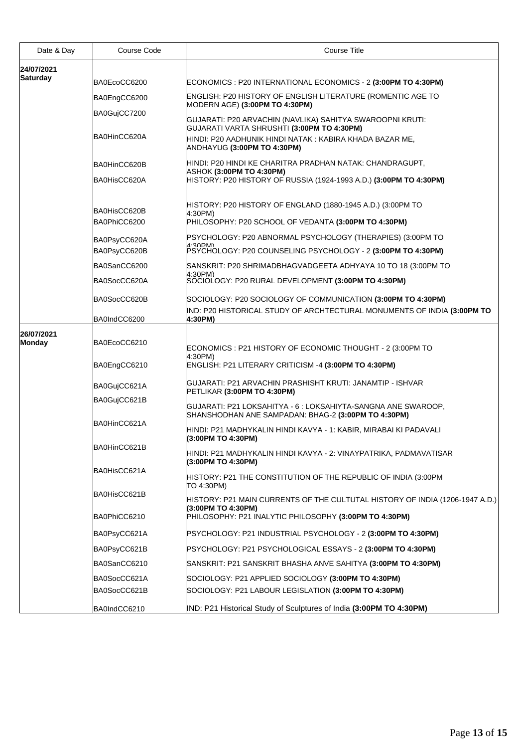| Date & Day | Course Code | Course Title |
|---|---|---|
| **24/07/2021 Saturday** | BA0EcoCC6200 | ECONOMICS : P20 INTERNATIONAL ECONOMICS - 2 **(3:00PM TO 4:30PM)** |
| | BA0EngCC6200 | ENGLISH: P20 HISTORY OF ENGLISH LITERATURE (ROMENTIC AGE TO MODERN AGE) **(3:00PM TO 4:30PM)** |
| | BA0GujCC7200 | GUJARATI: P20 ARVACHIN (NAVLIKA) SAHITYA SWAROOPNI KRUTI: GUJARATI VARTA SHRUSHTI **(3:00PM TO 4:30PM)** |
| | BA0HinCC620A | HINDI: P20 AADHUNIK HINDI NATAK : KABIRA KHADA BAZAR ME, ANDHAYUG **(3:00PM TO 4:30PM)** |
| | BA0HinCC620B | HINDI: P20 HINDI KE CHARITRA PRADHAN NATAK: CHANDRAGUPT, ASHOK **(3:00PM TO 4:30PM)** |
| | BA0HisCC620A | HISTORY: P20 HISTORY OF RUSSIA (1924-1993 A.D.) **(3:00PM TO 4:30PM)** |
| | BA0HisCC620B | HISTORY: P20 HISTORY OF ENGLAND (1880-1945 A.D.) (3:00PM TO 4:30PM) |
| | BA0PhiCC6200 | PHILOSOPHY: P20 SCHOOL OF VEDANTA **(3:00PM TO 4:30PM)** |
| | BA0PsyCC620A | PSYCHOLOGY: P20 ABNORMAL PSYCHOLOGY (THERAPIES) (3:00PM TO 4:30PM) |
| | BA0PsyCC620B | PSYCHOLOGY: P20 COUNSELING PSYCHOLOGY - 2 **(3:00PM TO 4:30PM)** |
| | BA0SanCC6200 | SANSKRIT: P20 SHRIMADBHAGVADGEETA ADHYAYA 10 TO 18 (3:00PM TO 4:30PM) |
| | BA0SocCC620A | SOCIOLOGY: P20 RURAL DEVELOPMENT **(3:00PM TO 4:30PM)** |
| | BA0SocCC620B | SOCIOLOGY: P20 SOCIOLOGY OF COMMUNICATION **(3:00PM TO 4:30PM)** |
| | BA0IndCC6200 | IND: P20 HISTORICAL STUDY OF ARCHTECTURAL MONUMENTS OF INDIA **(3:00PM TO 4:30PM)** |
| **26/07/2021 Monday** | BA0EcoCC6210 | ECONOMICS : P21 HISTORY OF ECONOMIC THOUGHT - 2 (3:00PM TO 4:30PM) |
| | BA0EngCC6210 | ENGLISH: P21 LITERARY CRITICISM -4 **(3:00PM TO 4:30PM)** |
| | BA0GujCC621A | GUJARATI: P21 ARVACHIN PRASHISHT KRUTI: JANAMTIP - ISHVAR PETLIKAR **(3:00PM TO 4:30PM)** |
| | BA0GujCC621B | GUJARATI: P21 LOKSAHITYA - 6 : LOKSAHIYTA-SANGNA ANE SWAROOP, SHANSHODHAN ANE SAMPADAN: BHAG-2 **(3:00PM TO 4:30PM)** |
| | BA0HinCC621A | HINDI: P21 MADHYKALIN HINDI KAVYA - 1: KABIR, MIRABAI KI PADAVALI **(3:00PM TO 4:30PM)** |
| | BA0HinCC621B | HINDI: P21 MADHYKALIN HINDI KAVYA - 2: VINAYPATRIKA, PADMAVATISAR **(3:00PM TO 4:30PM)** |
| | BA0HisCC621A | HISTORY: P21 THE CONSTITUTION OF THE REPUBLIC OF INDIA (3:00PM TO 4:30PM) |
| | BA0HisCC621B | HISTORY: P21 MAIN CURRENTS OF THE CULTUTAL HISTORY OF INDIA (1206-1947 A.D.) **(3:00PM TO 4:30PM)** |
| | BA0PhiCC6210 | PHILOSOPHY: P21 INALYTIC PHILOSOPHY **(3:00PM TO 4:30PM)** |
| | BA0PsyCC621A | PSYCHOLOGY: P21 INDUSTRIAL PSYCHOLOGY - 2 **(3:00PM TO 4:30PM)** |
| | BA0PsyCC621B | PSYCHOLOGY: P21 PSYCHOLOGICAL ESSAYS - 2 **(3:00PM TO 4:30PM)** |
| | BA0SanCC6210 | SANSKRIT: P21 SANSKRIT BHASHA ANVE SAHITYA **(3:00PM TO 4:30PM)** |
| | BA0SocCC621A | SOCIOLOGY: P21 APPLIED SOCIOLOGY **(3:00PM TO 4:30PM)** |
| | BA0SocCC621B | SOCIOLOGY: P21 LABOUR LEGISLATION **(3:00PM TO 4:30PM)** |
| | BA0IndCC6210 | IND: P21 Historical Study of Sculptures of India **(3:00PM TO 4:30PM)** |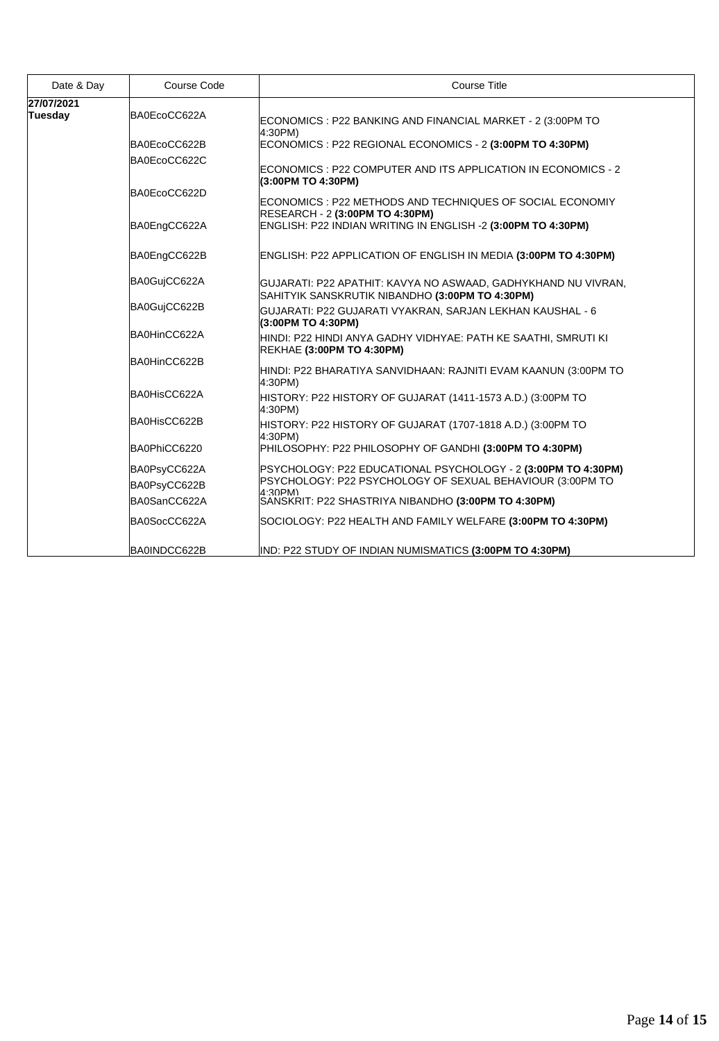| Date & Day | Course Code | Course Title |
|---|---|---|
| **27/07/2021 Tuesday** | BA0EcoCC622A | ECONOMICS : P22 BANKING AND FINANCIAL MARKET - 2 (3:00PM TO 4:30PM) |
| | BA0EcoCC622B | ECONOMICS : P22 REGIONAL ECONOMICS - 2 **(3:00PM TO 4:30PM)** |
| | BA0EcoCC622C | ECONOMICS : P22 COMPUTER AND ITS APPLICATION IN ECONOMICS - 2 **(3:00PM TO 4:30PM)** |
| | BA0EcoCC622D | ECONOMICS : P22 METHODS AND TECHNIQUES OF SOCIAL ECONOMIY RESEARCH - 2 **(3:00PM TO 4:30PM)** |
| | BA0EngCC622A | ENGLISH: P22 INDIAN WRITING IN ENGLISH -2 **(3:00PM TO 4:30PM)** |
| | BA0EngCC622B | ENGLISH: P22 APPLICATION OF ENGLISH IN MEDIA **(3:00PM TO 4:30PM)** |
| | BA0GujCC622A | GUJARATI: P22 APATHIT: KAVYA NO ASWAAD, GADHYKHAND NU VIVRAN, SAHITYIK SANSKRUTIK NIBANDHO **(3:00PM TO 4:30PM)** |
| | BA0GujCC622B | GUJARATI: P22 GUJARATI VYAKRAN, SARJAN LEKHAN KAUSHAL - 6 **(3:00PM TO 4:30PM)** |
| | BA0HinCC622A | HINDI: P22 HINDI ANYA GADHY VIDHYAE: PATH KE SAATHI, SMRUTI KI REKHAE **(3:00PM TO 4:30PM)** |
| | BA0HinCC622B | HINDI: P22 BHARATIYA SANVIDHAAN: RAJNITI EVAM KAANUN (3:00PM TO 4:30PM) |
| | BA0HisCC622A | HISTORY: P22 HISTORY OF GUJARAT (1411-1573 A.D.) (3:00PM TO 4:30PM) |
| | BA0HisCC622B | HISTORY: P22 HISTORY OF GUJARAT (1707-1818 A.D.) (3:00PM TO 4:30PM) |
| | BA0PhiCC6220 | PHILOSOPHY: P22 PHILOSOPHY OF GANDHI **(3:00PM TO 4:30PM)** |
| | BA0PsyCC622A | PSYCHOLOGY: P22 EDUCATIONAL PSYCHOLOGY - 2 **(3:00PM TO 4:30PM)** |
| | BA0PsyCC622B | PSYCHOLOGY: P22 PSYCHOLOGY OF SEXUAL BEHAVIOUR (3:00PM TO 4:30PM) |
| | BA0SanCC622A | SANSKRIT: P22 SHASTRIYA NIBANDHO **(3:00PM TO 4:30PM)** |
| | BA0SocCC622A | SOCIOLOGY: P22 HEALTH AND FAMILY WELFARE **(3:00PM TO 4:30PM)** |
| | BA0INDCC622B | IND: P22 STUDY OF INDIAN NUMISMATICS **(3:00PM TO 4:30PM)** |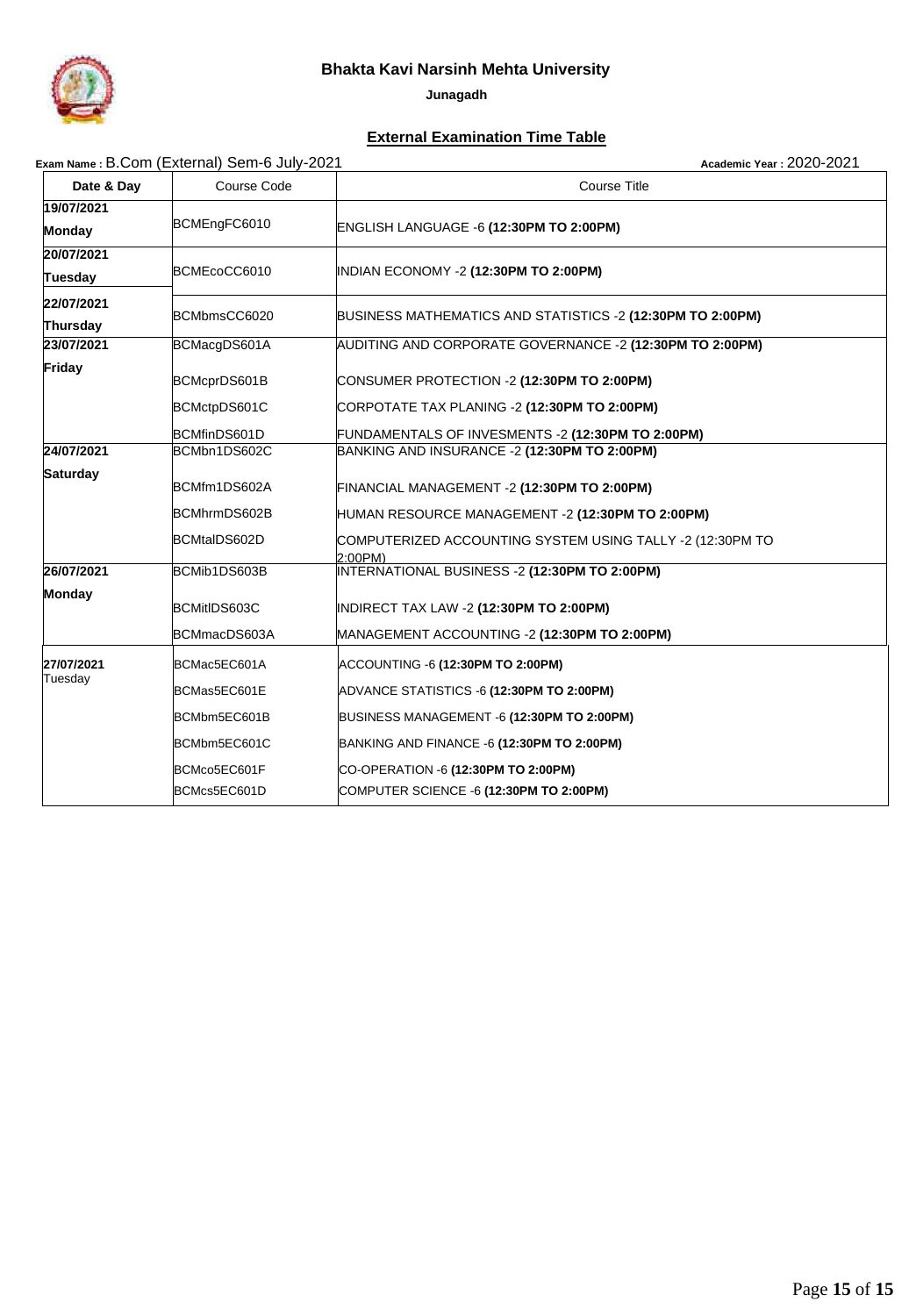# Bhakta Kavi Narsinh Mehta University

**Junagadh**

## External Examination Time Table

**Exam Name :** B.Com (External) Sem-6 July-2021 **Academic Year :** 2020-2021

| Date & Day | Course Code | Course Title |
|---|---|---|
| **19/07/2021 Monday** | BCMEngFC6010 | ENGLISH LANGUAGE -6 **(12:30PM TO 2:00PM)** |
| **20/07/2021 Tuesday** | BCMEcoCC6010 | INDIAN ECONOMY -2 **(12:30PM TO 2:00PM)** |
| **22/07/2021 Thursday** | BCMbmsCC6020 | BUSINESS MATHEMATICS AND STATISTICS -2 **(12:30PM TO 2:00PM)** |
| **23/07/2021 Friday** | BCMacgDS601A | AUDITING AND CORPORATE GOVERNANCE -2 **(12:30PM TO 2:00PM)** |
| | BCMcprDS601B | CONSUMER PROTECTION -2 **(12:30PM TO 2:00PM)** |
| | BCMctpDS601C | CORPOTATE TAX PLANING -2 **(12:30PM TO 2:00PM)** |
| | BCMfinDS601D | FUNDAMENTALS OF INVESMENTS -2 **(12:30PM TO 2:00PM)** |
| **24/07/2021 Saturday** | BCMbn1DS602C | BANKING AND INSURANCE -2 **(12:30PM TO 2:00PM)** |
| | BCMfm1DS602A | FINANCIAL MANAGEMENT -2 **(12:30PM TO 2:00PM)** |
| | BCMhrmDS602B | HUMAN RESOURCE MANAGEMENT -2 **(12:30PM TO 2:00PM)** |
| | BCMtalDS602D | COMPUTERIZED ACCOUNTING SYSTEM USING TALLY -2 (12:30PM TO 2:00PM) |
| **26/07/2021 Monday** | BCMib1DS603B | INTERNATIONAL BUSINESS -2 **(12:30PM TO 2:00PM)** |
| | BCMitlDS603C | INDIRECT TAX LAW -2 **(12:30PM TO 2:00PM)** |
| | BCMmacDS603A | MANAGEMENT ACCOUNTING -2 **(12:30PM TO 2:00PM)** |
| **27/07/2021** Tuesday | BCMac5EC601A | ACCOUNTING -6 **(12:30PM TO 2:00PM)** |
| | BCMas5EC601E | ADVANCE STATISTICS -6 **(12:30PM TO 2:00PM)** |
| | BCMbm5EC601B | BUSINESS MANAGEMENT -6 **(12:30PM TO 2:00PM)** |
| | BCMbm5EC601C | BANKING AND FINANCE -6 **(12:30PM TO 2:00PM)** |
| | BCMco5EC601F | CO-OPERATION -6 **(12:30PM TO 2:00PM)** |
| | BCMcs5EC601D | COMPUTER SCIENCE -6 **(12:30PM TO 2:00PM)** |